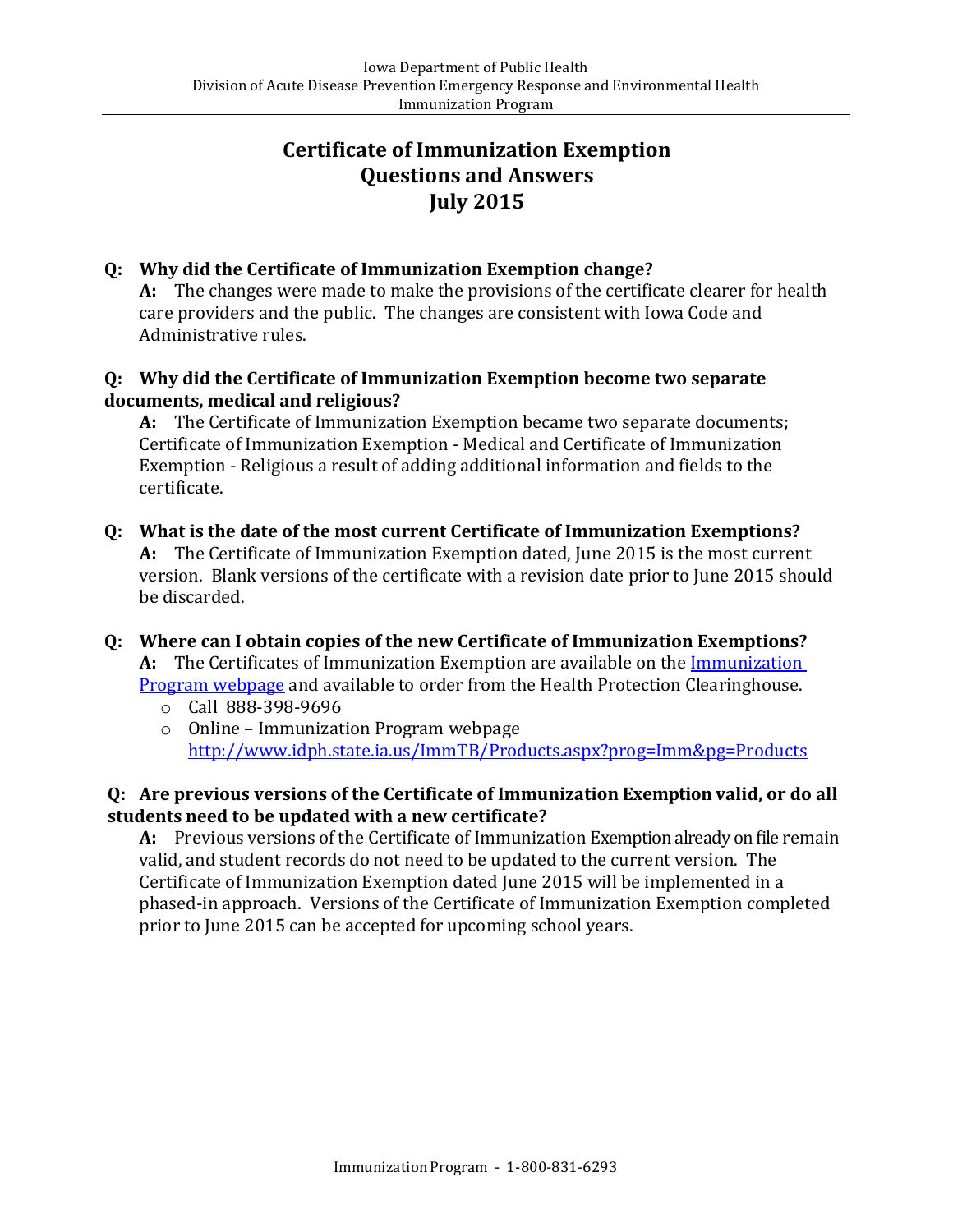Iowa Department of Public Health
Division of Acute Disease Prevention Emergency Response and Environmental Health
Immunization Program

# Certificate of Immunization Exemption Questions and Answers July 2015

**Q: Why did the Certificate of Immunization Exemption change?**

**A:** The changes were made to make the provisions of the certificate clearer for health care providers and the public. The changes are consistent with Iowa Code and Administrative rules.

**Q: Why did the Certificate of Immunization Exemption become two separate documents, medical and religious?**

**A:** The Certificate of Immunization Exemption became two separate documents; Certificate of Immunization Exemption - Medical and Certificate of Immunization Exemption - Religious a result of adding additional information and fields to the certificate.

**Q: What is the date of the most current Certificate of Immunization Exemptions?**

**A:** The Certificate of Immunization Exemption dated, June 2015 is the most current version. Blank versions of the certificate with a revision date prior to June 2015 should be discarded.

**Q: Where can I obtain copies of the new Certificate of Immunization Exemptions?**

**A:** The Certificates of Immunization Exemption are available on the [Immunization Program webpage](http://www.idph.state.ia.us/ImmTB/Products.aspx?prog=Imm&pg=Products) and available to order from the Health Protection Clearinghouse.

- Call 888-398-9696
- Online – Immunization Program webpage http://www.idph.state.ia.us/ImmTB/Products.aspx?prog=Imm&pg=Products

**Q: Are previous versions of the Certificate of Immunization Exemption valid, or do all students need to be updated with a new certificate?**

**A:** Previous versions of the Certificate of Immunization Exemption already on file remain valid, and student records do not need to be updated to the current version. The Certificate of Immunization Exemption dated June 2015 will be implemented in a phased-in approach. Versions of the Certificate of Immunization Exemption completed prior to June 2015 can be accepted for upcoming school years.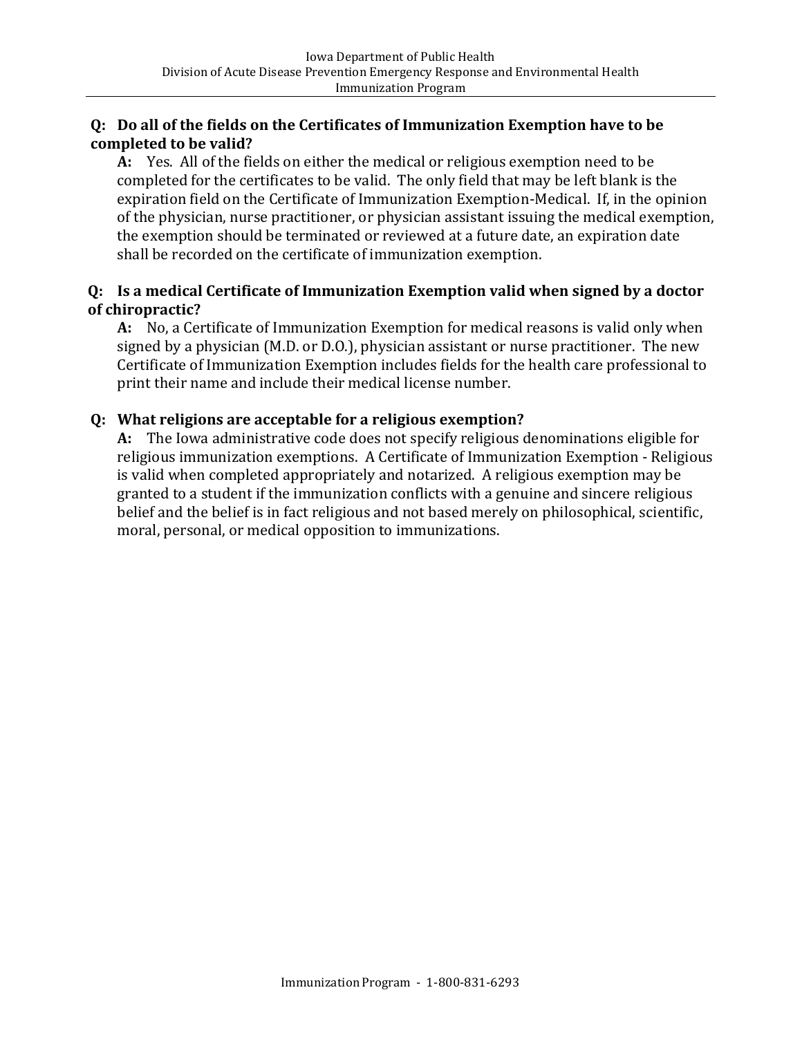**Q: Do all of the fields on the Certificates of Immunization Exemption have to be completed to be valid?**

**A:** Yes. All of the fields on either the medical or religious exemption need to be completed for the certificates to be valid. The only field that may be left blank is the expiration field on the Certificate of Immunization Exemption-Medical. If, in the opinion of the physician, nurse practitioner, or physician assistant issuing the medical exemption, the exemption should be terminated or reviewed at a future date, an expiration date shall be recorded on the certificate of immunization exemption.

**Q: Is a medical Certificate of Immunization Exemption valid when signed by a doctor of chiropractic?**

**A:** No, a Certificate of Immunization Exemption for medical reasons is valid only when signed by a physician (M.D. or D.O.), physician assistant or nurse practitioner. The new Certificate of Immunization Exemption includes fields for the health care professional to print their name and include their medical license number.

**Q: What religions are acceptable for a religious exemption?**

**A:** The Iowa administrative code does not specify religious denominations eligible for religious immunization exemptions. A Certificate of Immunization Exemption - Religious is valid when completed appropriately and notarized. A religious exemption may be granted to a student if the immunization conflicts with a genuine and sincere religious belief and the belief is in fact religious and not based merely on philosophical, scientific, moral, personal, or medical opposition to immunizations.